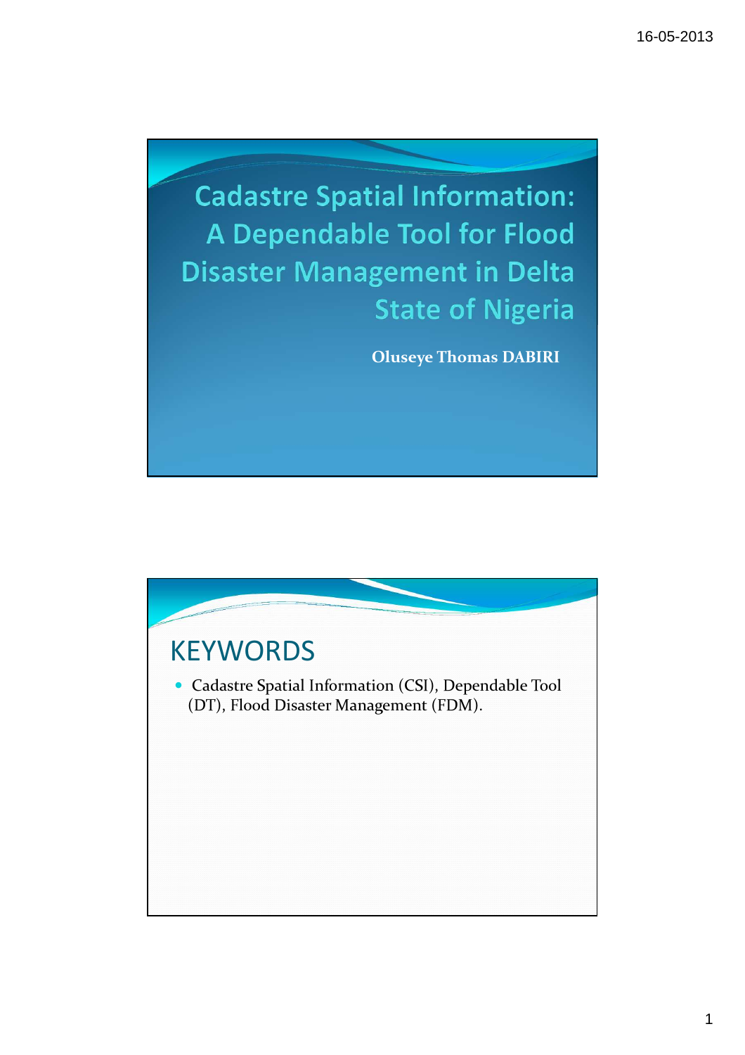# Cadastre Spatial Information: A Dependable Tool for Flood Disaster Management in Delta State of Nigeria

**Oluseye Thomas DABIRI**

## KEYWORDS

- Cadastre Spatial Information (CSI), Dependable Tool (DT), Flood Disaster Management (FDM).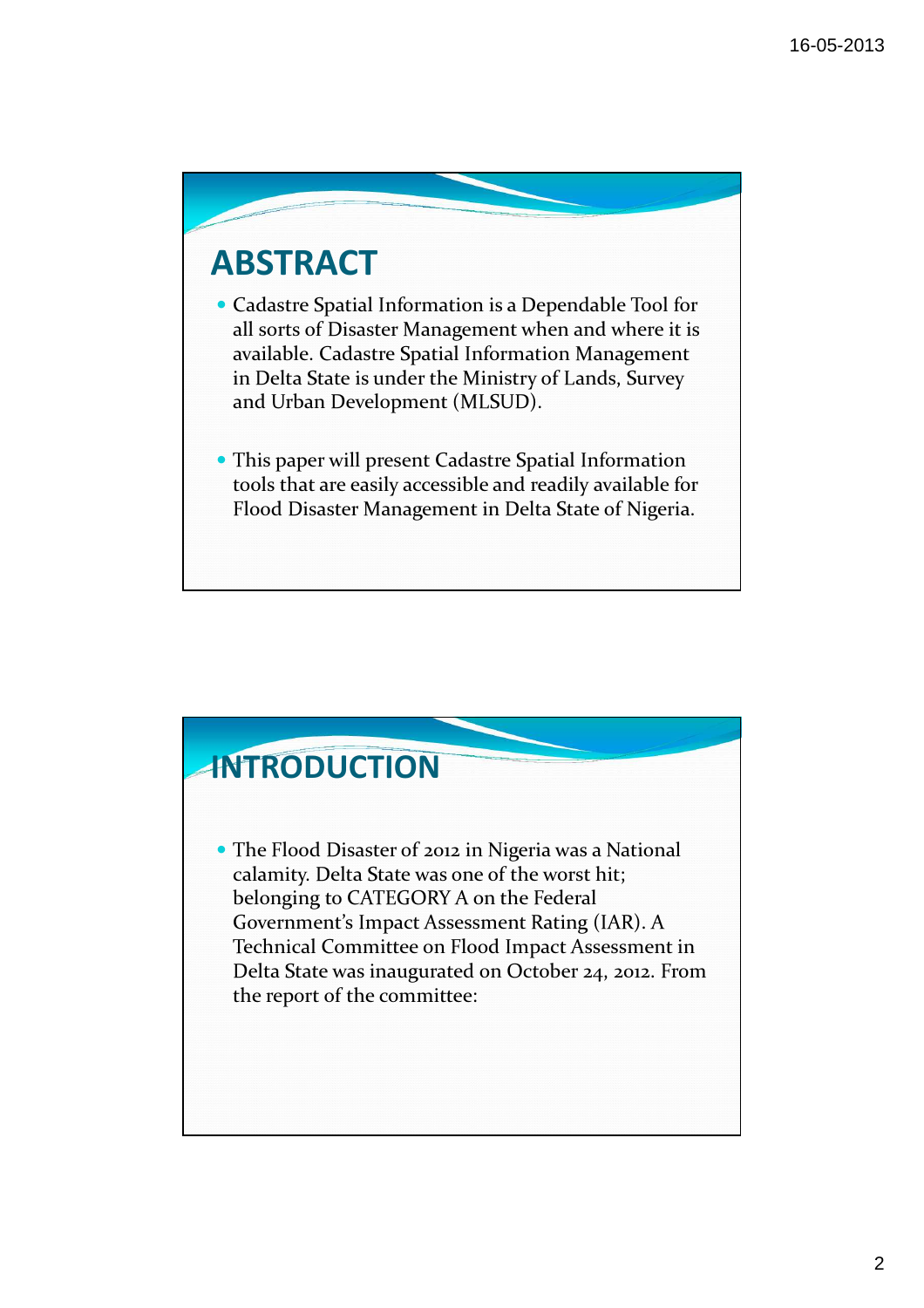## ABSTRACT

- Cadastre Spatial Information is a Dependable Tool for all sorts of Disaster Management when and where it is available. Cadastre Spatial Information Management in Delta State is under the Ministry of Lands, Survey and Urban Development (MLSUD).

- This paper will present Cadastre Spatial Information tools that are easily accessible and readily available for Flood Disaster Management in Delta State of Nigeria.

## INTRODUCTION

- The Flood Disaster of 2012 in Nigeria was a National calamity. Delta State was one of the worst hit; belonging to CATEGORY A on the Federal Government's Impact Assessment Rating (IAR). A Technical Committee on Flood Impact Assessment in Delta State was inaugurated on October 24, 2012. From the report of the committee: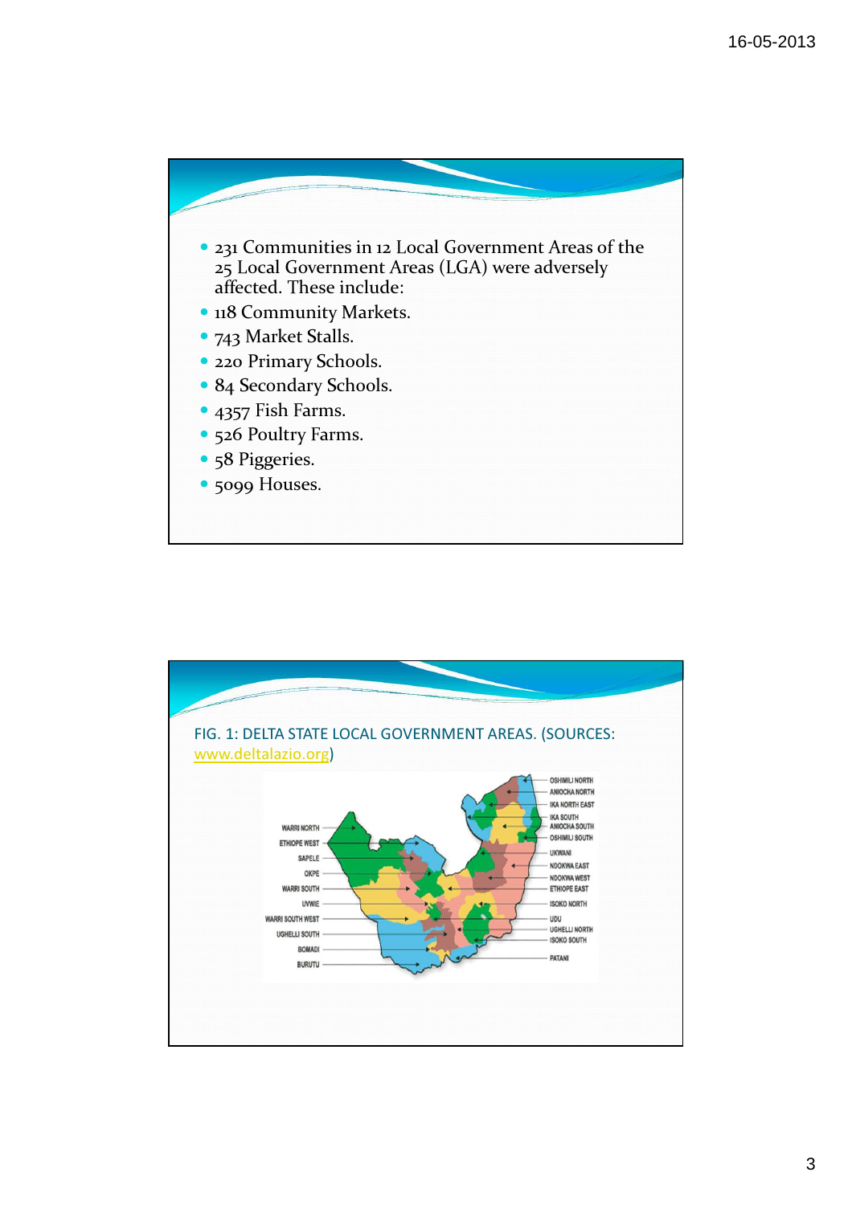- 231 Communities in 12 Local Government Areas of the 25 Local Government Areas (LGA) were adversely affected. These include:
- 118 Community Markets.
- 743 Market Stalls.
- 220 Primary Schools.
- 84 Secondary Schools.
- 4357 Fish Farms.
- 526 Poultry Farms.
- 58 Piggeries.
- 5099 Houses.

FIG. 1: DELTA STATE LOCAL GOVERNMENT AREAS. (SOURCES: www.deltalazio.org)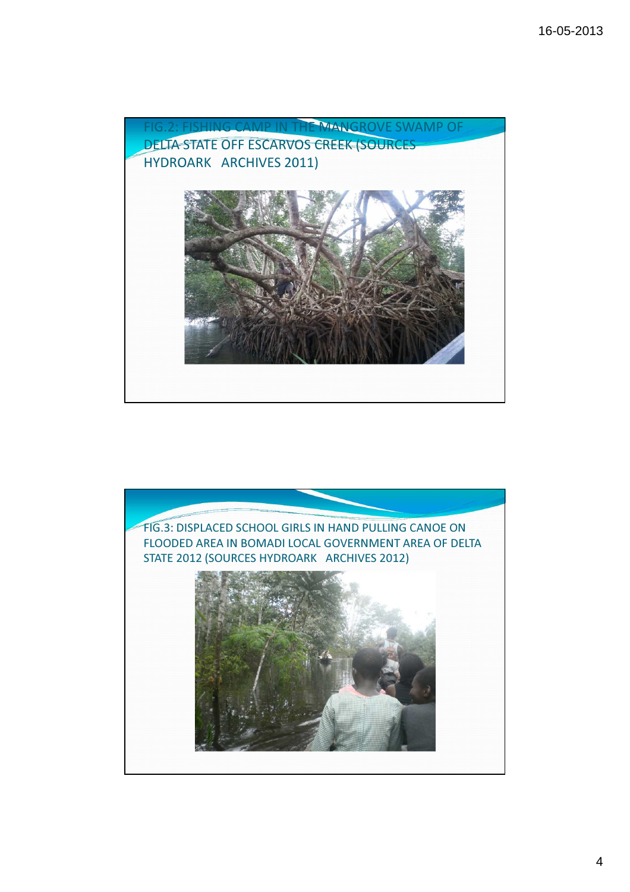FIG.2: FISHING CAMP IN THE MANGROVE SWAMP OF DELTA STATE OFF ESCARVOS CREEK (SOURCES HYDROARK ARCHIVES 2011)

FIG.3: DISPLACED SCHOOL GIRLS IN HAND PULLING CANOE ON FLOODED AREA IN BOMADI LOCAL GOVERNMENT AREA OF DELTA STATE 2012 (SOURCES HYDROARK ARCHIVES 2012)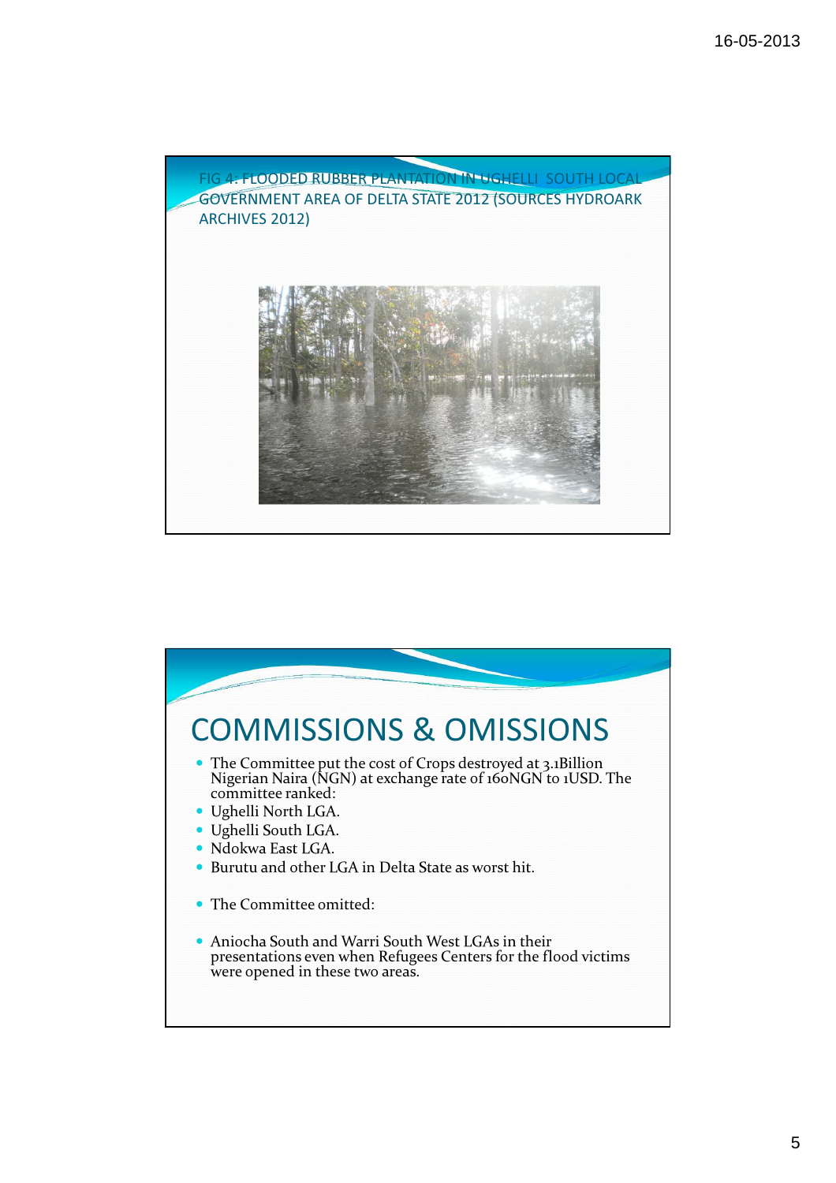FIG 4: FLOODED RUBBER PLANTATION IN UGHELLI SOUTH LOCAL GOVERNMENT AREA OF DELTA STATE 2012 (SOURCES HYDROARK ARCHIVES 2012)

# COMMISSIONS & OMISSIONS

- The Committee put the cost of Crops destroyed at 3.1Billion Nigerian Naira (NGN) at exchange rate of 160NGN to 1USD. The committee ranked:
- Ughelli North LGA.
- Ughelli South LGA.
- Ndokwa East LGA.
- Burutu and other LGA in Delta State as worst hit.

- The Committee omitted:

- Aniocha South and Warri South West LGAs in their presentations even when Refugees Centers for the flood victims were opened in these two areas.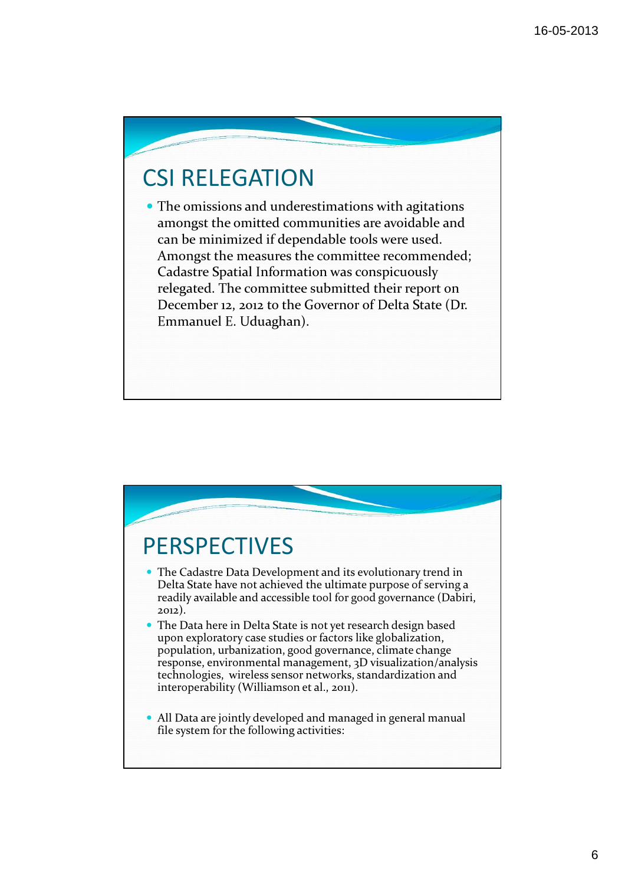## CSI RELEGATION

- The omissions and underestimations with agitations amongst the omitted communities are avoidable and can be minimized if dependable tools were used. Amongst the measures the committee recommended; Cadastre Spatial Information was conspicuously relegated. The committee submitted their report on December 12, 2012 to the Governor of Delta State (Dr. Emmanuel E. Uduaghan).

## PERSPECTIVES

- The Cadastre Data Development and its evolutionary trend in Delta State have not achieved the ultimate purpose of serving a readily available and accessible tool for good governance (Dabiri, 2012).
- The Data here in Delta State is not yet research design based upon exploratory case studies or factors like globalization, population, urbanization, good governance, climate change response, environmental management, 3D visualization/analysis technologies, wireless sensor networks, standardization and interoperability (Williamson et al., 2011).
- All Data are jointly developed and managed in general manual file system for the following activities: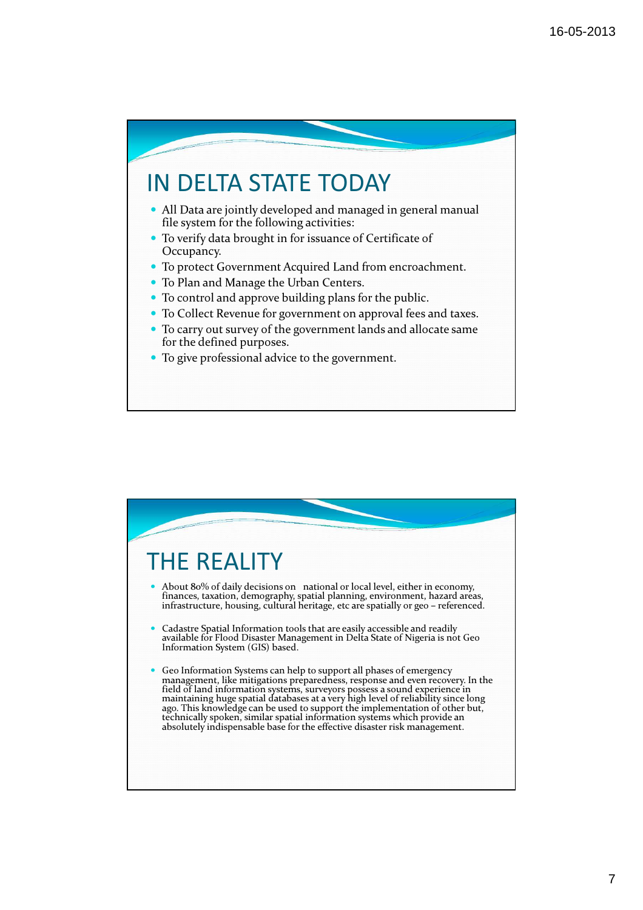# IN DELTA STATE TODAY

- All Data are jointly developed and managed in general manual file system for the following activities:
- To verify data brought in for issuance of Certificate of Occupancy.
- To protect Government Acquired Land from encroachment.
- To Plan and Manage the Urban Centers.
- To control and approve building plans for the public.
- To Collect Revenue for government on approval fees and taxes.
- To carry out survey of the government lands and allocate same for the defined purposes.
- To give professional advice to the government.

# THE REALITY

- About 80% of daily decisions on national or local level, either in economy, finances, taxation, demography, spatial planning, environment, hazard areas, infrastructure, housing, cultural heritage, etc are spatially or geo – referenced.
- Cadastre Spatial Information tools that are easily accessible and readily available for Flood Disaster Management in Delta State of Nigeria is not Geo Information System (GIS) based.
- Geo Information Systems can help to support all phases of emergency management, like mitigations preparedness, response and even recovery. In the field of land information systems, surveyors possess a sound experience in maintaining huge spatial databases at a very high level of reliability since long ago. This knowledge can be used to support the implementation of other but, technically spoken, similar spatial information systems which provide an absolutely indispensable base for the effective disaster risk management.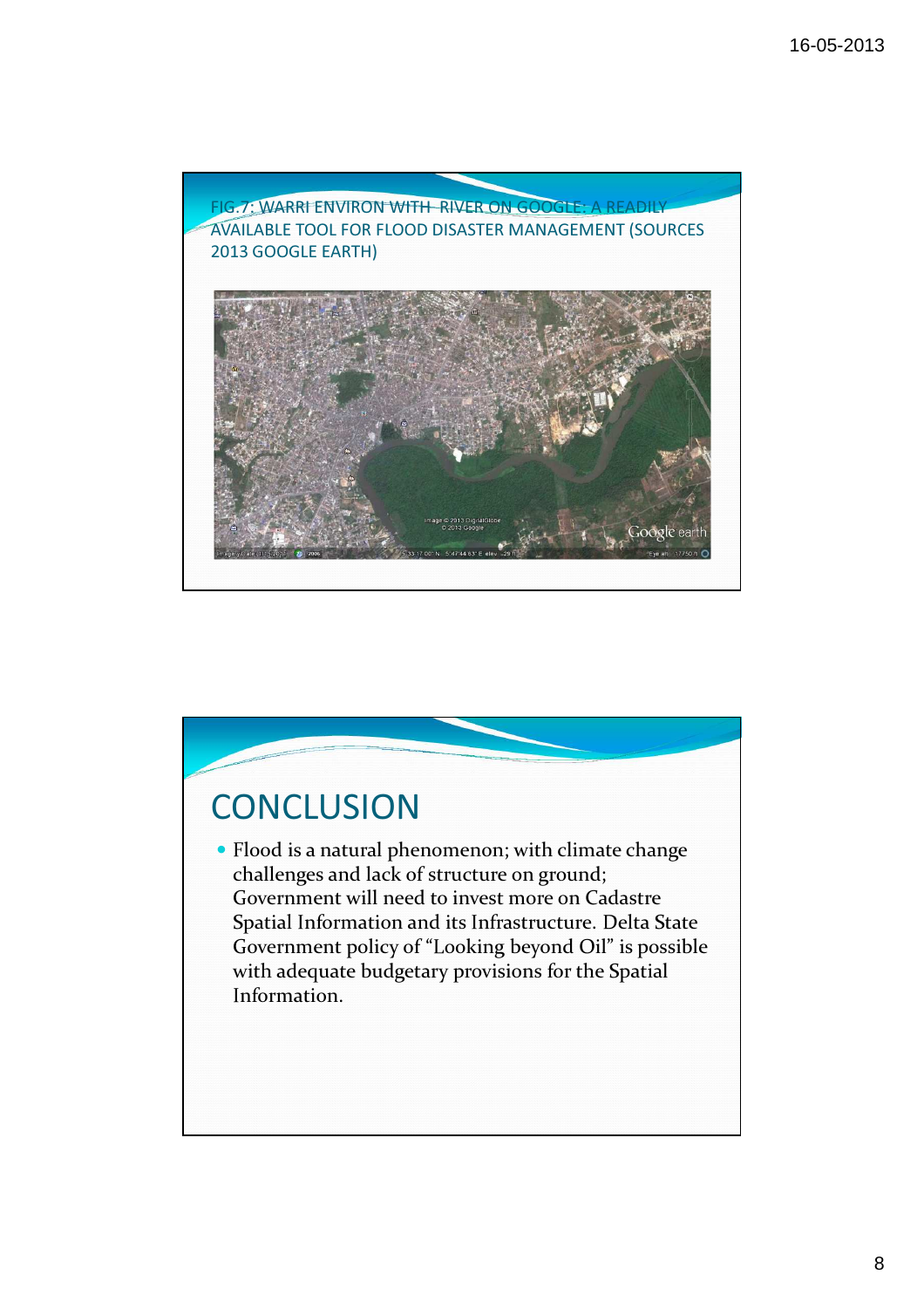FIG.7: WARRI ENVIRON WITH RIVER ON GOOGLE: A READILY AVAILABLE TOOL FOR FLOOD DISASTER MANAGEMENT (SOURCES 2013 GOOGLE EARTH)

## CONCLUSION

- Flood is a natural phenomenon; with climate change challenges and lack of structure on ground; Government will need to invest more on Cadastre Spatial Information and its Infrastructure. Delta State Government policy of "Looking beyond Oil" is possible with adequate budgetary provisions for the Spatial Information.